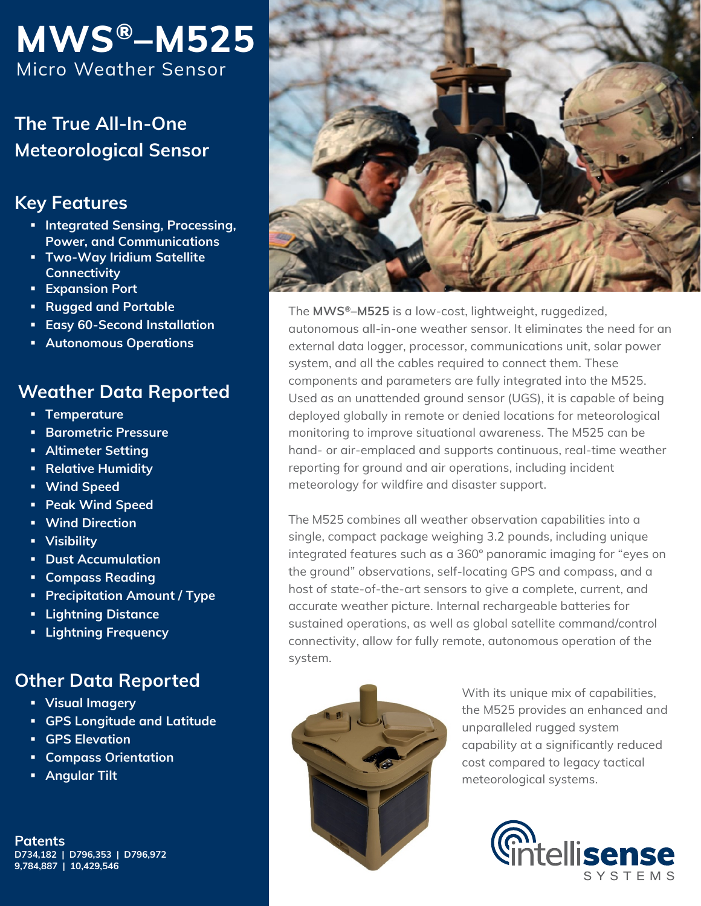# MWS®–M525

Micro Weather Sensor

## The True All-In-One Meteorological Sensor

## Key Features

- Integrated Sensing, Processing, Power, and Communications
- Two-Way Iridium Satellite Connectivity
- Expansion Port
- Rugged and Portable
- Easy 60-Second Installation
- Autonomous Operations

## Weather Data Reported

- Temperature
- Barometric Pressure
- Altimeter Setting
- Relative Humidity
- Wind Speed
- Peak Wind Speed
- Wind Direction
- Visibility
- Dust Accumulation
- Compass Reading
- Precipitation Amount / Type
- Lightning Distance
- Lightning Frequency

## Other Data Reported

- Visual Imagery
- GPS Longitude and Latitude
- GPS Elevation
- Compass Orientation
- Angular Tilt

**Patents**

**D734,182 | D796,353 | D796,972**
**9,784,887 | 10,429,546**

The **MWS®–M525** is a low-cost, lightweight, ruggedized, autonomous all-in-one weather sensor. It eliminates the need for an external data logger, processor, communications unit, solar power system, and all the cables required to connect them. These components and parameters are fully integrated into the M525. Used as an unattended ground sensor (UGS), it is capable of being deployed globally in remote or denied locations for meteorological monitoring to improve situational awareness. The M525 can be hand- or air-emplaced and supports continuous, real-time weather reporting for ground and air operations, including incident meteorology for wildfire and disaster support.

The M525 combines all weather observation capabilities into a single, compact package weighing 3.2 pounds, including unique integrated features such as a 360° panoramic imaging for "eyes on the ground" observations, self-locating GPS and compass, and a host of state-of-the-art sensors to give a complete, current, and accurate weather picture. Internal rechargeable batteries for sustained operations, as well as global satellite command/control connectivity, allow for fully remote, autonomous operation of the system.

With its unique mix of capabilities, the M525 provides an enhanced and unparalleled rugged system capability at a significantly reduced cost compared to legacy tactical meteorological systems.

intellisense SYSTEMS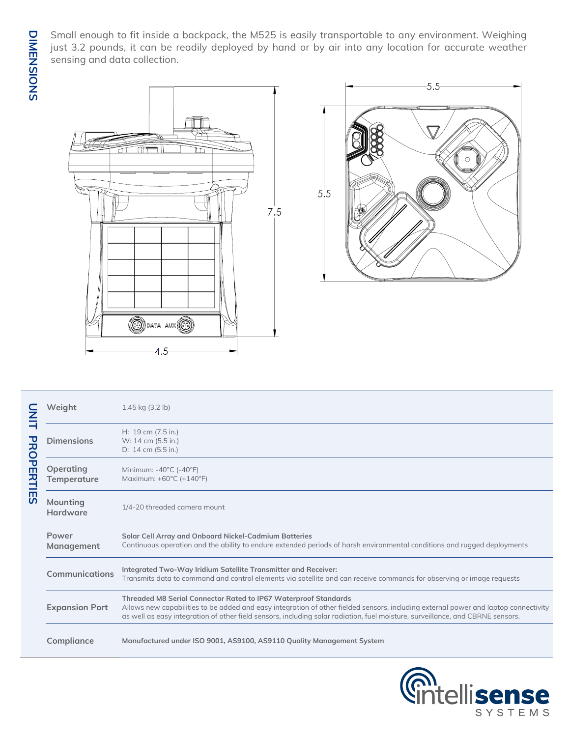## DIMENSIONS

Small enough to fit inside a backpack, the M525 is easily transportable to any environment. Weighing just 3.2 pounds, it can be readily deployed by hand or by air into any location for accurate weather sensing and data collection.

7.5

4.5

5.5

5.5

DATA AUX

## UNIT PROPERTIES

| | |
|---|---|
| **Weight** | 1.45 kg (3.2 lb) |
| **Dimensions** | H: 19 cm (7.5 in.)<br>W: 14 cm (5.5 in.)<br>D: 14 cm (5.5 in.) |
| **Operating Temperature** | Minimum: -40°C (-40°F)<br>Maximum: +60°C (+140°F) |
| **Mounting Hardware** | 1/4-20 threaded camera mount |
| **Power Management** | **Solar Cell Array and Onboard Nickel-Cadmium Batteries**<br>Continuous operation and the ability to endure extended periods of harsh environmental conditions and rugged deployments |
| **Communications** | **Integrated Two-Way Iridium Satellite Transmitter and Receiver:**<br>Transmits data to command and control elements via satellite and can receive commands for observing or image requests |
| **Expansion Port** | **Threaded M8 Serial Connector Rated to IP67 Waterproof Standards**<br>Allows new capabilities to be added and easy integration of other fielded sensors, including external power and laptop connectivity as well as easy integration of other field sensors, including solar radiation, fuel moisture, surveillance, and CBRNE sensors. |
| **Compliance** | **Manufactured under ISO 9001, AS9100, AS9110 Quality Management System** |

intellisense SYSTEMS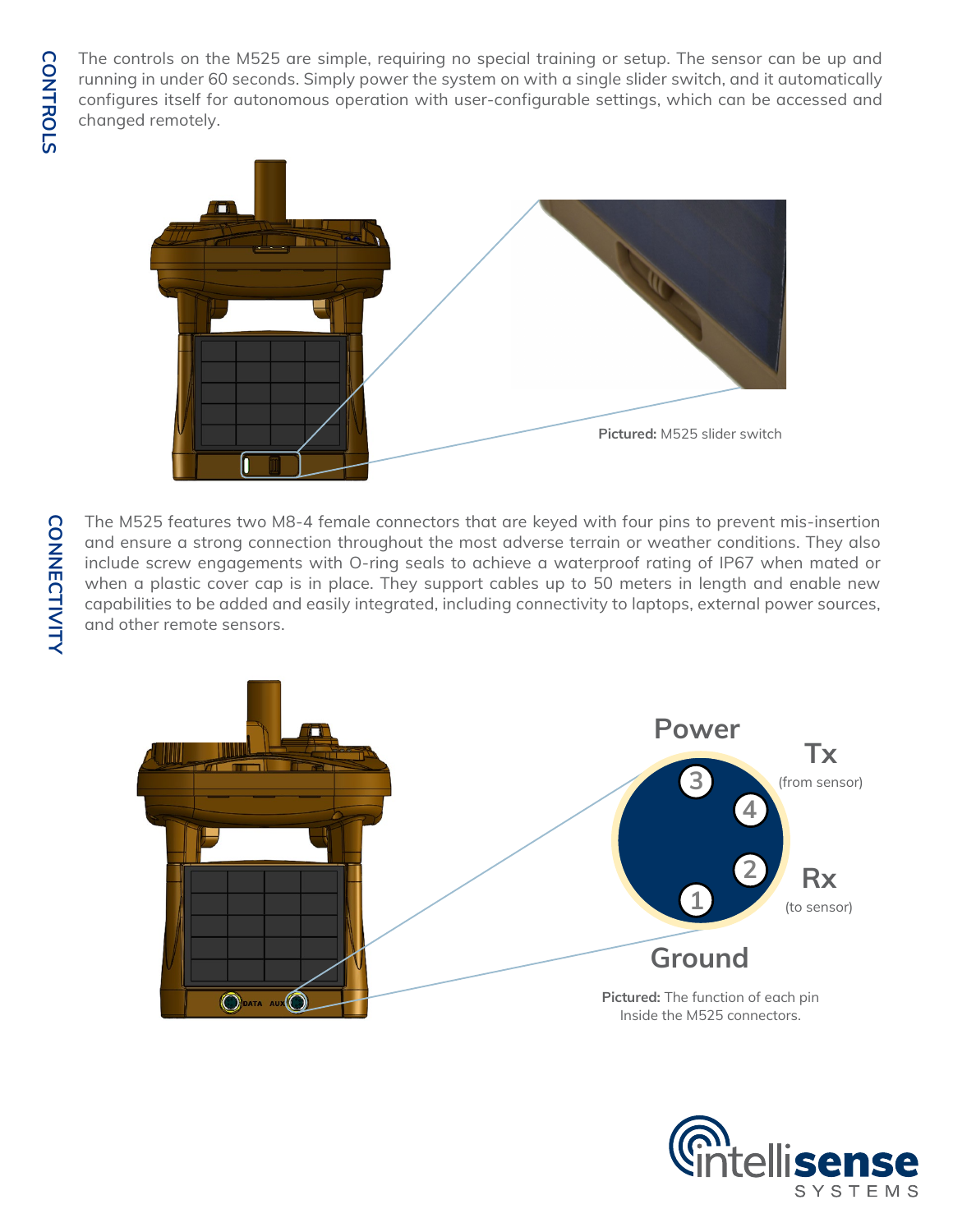## CONTROLS

The controls on the M525 are simple, requiring no special training or setup. The sensor can be up and running in under 60 seconds. Simply power the system on with a single slider switch, and it automatically configures itself for autonomous operation with user-configurable settings, which can be accessed and changed remotely.

**Pictured:** M525 slider switch

## CONNECTIVITY

The M525 features two M8-4 female connectors that are keyed with four pins to prevent mis-insertion and ensure a strong connection throughout the most adverse terrain or weather conditions. They also include screw engagements with O-ring seals to achieve a waterproof rating of IP67 when mated or when a plastic cover cap is in place. They support cables up to 50 meters in length and enable new capabilities to be added and easily integrated, including connectivity to laptops, external power sources, and other remote sensors.

DATA AUX

3 Power

4 Tx (from sensor)

2 Rx (to sensor)

1 Ground

**Pictured:** The function of each pin Inside the M525 connectors.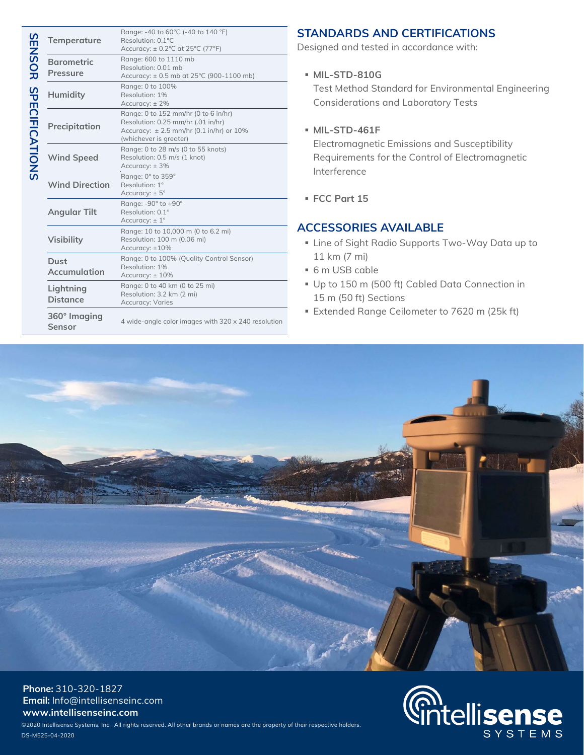## SENSOR SPECIFICATIONS

| | |
|---|---|
| **Temperature** | Range: -40 to 60°C (-40 to 140 °F)<br>Resolution: 0.1°C<br>Accuracy: ± 0.2°C at 25°C (77°F) |
| **Barometric Pressure** | Range: 600 to 1110 mb<br>Resolution: 0.01 mb<br>Accuracy: ± 0.5 mb at 25°C (900-1100 mb) |
| **Humidity** | Range: 0 to 100%<br>Resolution: 1%<br>Accuracy: ± 2% |
| **Precipitation** | Range: 0 to 152 mm/hr (0 to 6 in/hr)<br>Resolution: 0.25 mm/hr (.01 in/hr)<br>Accuracy: ± 2.5 mm/hr (0.1 in/hr) or 10% (whichever is greater) |
| **Wind Speed** | Range: 0 to 28 m/s (0 to 55 knots)<br>Resolution: 0.5 m/s (1 knot)<br>Accuracy: ± 3% |
| **Wind Direction** | Range: 0° to 359°<br>Resolution: 1°<br>Accuracy: ± 5° |
| **Angular Tilt** | Range: -90° to +90°<br>Resolution: 0.1°<br>Accuracy: ± 1° |
| **Visibility** | Range: 10 to 10,000 m (0 to 6.2 mi)<br>Resolution: 100 m (0.06 mi)<br>Accuracy: ±10% |
| **Dust Accumulation** | Range: 0 to 100% (Quality Control Sensor)<br>Resolution: 1%<br>Accuracy: ± 10% |
| **Lightning Distance** | Range: 0 to 40 km (0 to 25 mi)<br>Resolution: 3.2 km (2 mi)<br>Accuracy: Varies |
| **360° Imaging Sensor** | 4 wide-angle color images with 320 x 240 resolution |

## STANDARDS AND CERTIFICATIONS

Designed and tested in accordance with:

- **MIL-STD-810G**
  Test Method Standard for Environmental Engineering Considerations and Laboratory Tests
- **MIL-STD-461F**
  Electromagnetic Emissions and Susceptibility Requirements for the Control of Electromagnetic Interference
- **FCC Part 15**

## ACCESSORIES AVAILABLE

- Line of Sight Radio Supports Two-Way Data up to 11 km (7 mi)
- 6 m USB cable
- Up to 150 m (500 ft) Cabled Data Connection in 15 m (50 ft) Sections
- Extended Range Ceilometer to 7620 m (25k ft)

**Phone:** 310-320-1827
**Email:** Info@intellisenseinc.com
**www.intellisenseinc.com**

©2020 Intellisense Systems, Inc. All rights reserved. All other brands or names are the property of their respective holders.
DS-M525-04-2020

intellisense SYSTEMS